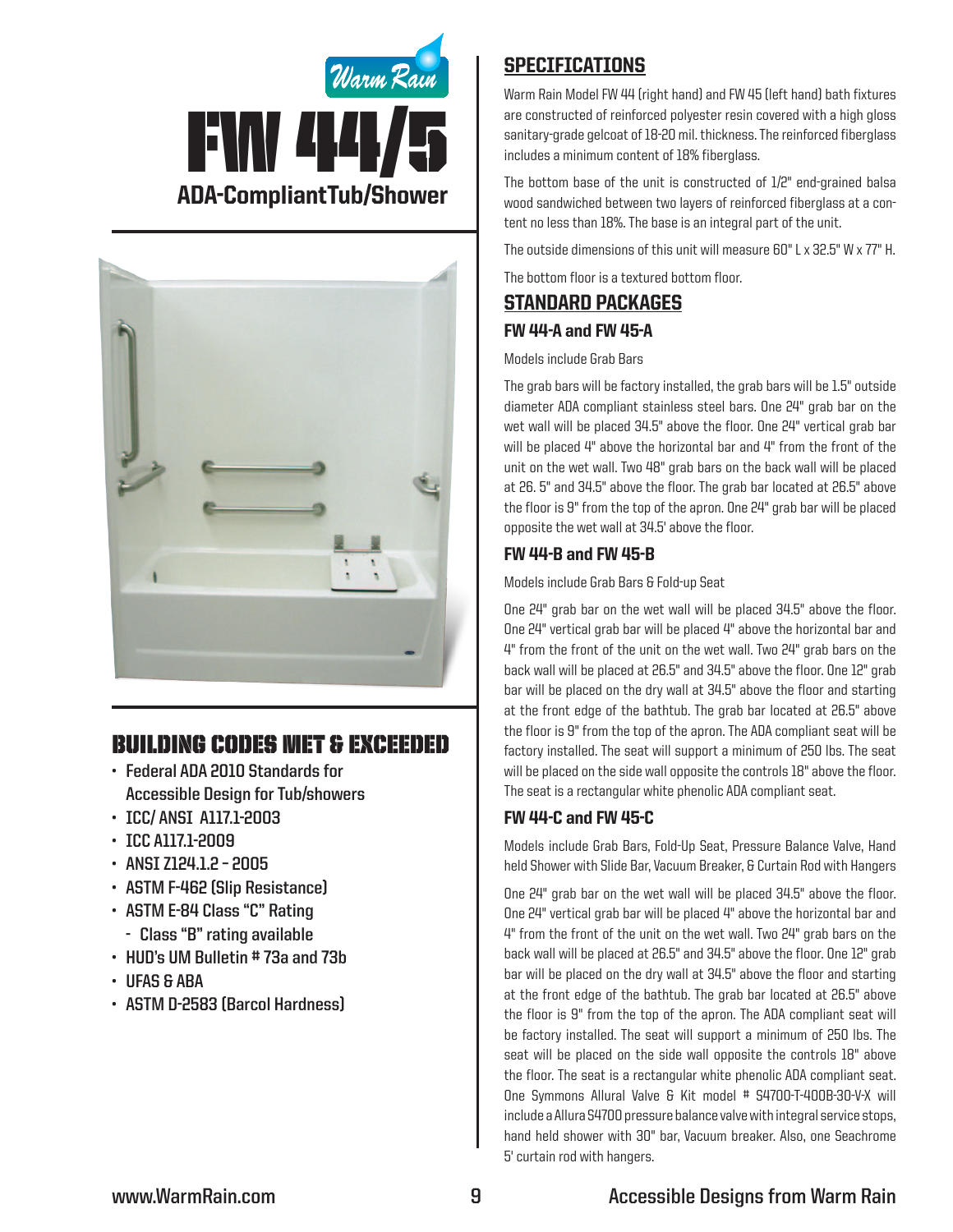Warm Rain

# FW 44/5

## ADA-Compliant Tub/Shower

## BUILDING CODES MET & EXCEEDED

- Federal ADA 2010 Standards for Accessible Design for Tub/showers
- ICC/ ANSI A117.1-2003
- ICC A117.1-2009
- ANSI Z124.1.2 – 2005
- ASTM F-462 (Slip Resistance)
- ASTM E-84 Class "C" Rating
  - Class "B" rating available
- HUD's UM Bulletin # 73a and 73b
- UFAS & ABA
- ASTM D-2583 (Barcol Hardness)

## SPECIFICATIONS

Warm Rain Model FW 44 (right hand) and FW 45 (left hand) bath fixtures are constructed of reinforced polyester resin covered with a high gloss sanitary-grade gelcoat of 18-20 mil. thickness. The reinforced fiberglass includes a minimum content of 18% fiberglass.

The bottom base of the unit is constructed of 1/2" end-grained balsa wood sandwiched between two layers of reinforced fiberglass at a content no less than 18%. The base is an integral part of the unit.

The outside dimensions of this unit will measure 60" L x 32.5" W x 77" H.

The bottom floor is a textured bottom floor.

## STANDARD PACKAGES

### FW 44-A and FW 45-A

Models include Grab Bars

The grab bars will be factory installed, the grab bars will be 1.5" outside diameter ADA compliant stainless steel bars. One 24" grab bar on the wet wall will be placed 34.5" above the floor. One 24" vertical grab bar will be placed 4" above the horizontal bar and 4" from the front of the unit on the wet wall. Two 48" grab bars on the back wall will be placed at 26. 5" and 34.5" above the floor. The grab bar located at 26.5" above the floor is 9" from the top of the apron. One 24" grab bar will be placed opposite the wet wall at 34.5' above the floor.

### FW 44-B and FW 45-B

Models include Grab Bars & Fold-up Seat

One 24" grab bar on the wet wall will be placed 34.5" above the floor. One 24" vertical grab bar will be placed 4" above the horizontal bar and 4" from the front of the unit on the wet wall. Two 24" grab bars on the back wall will be placed at 26.5" and 34.5" above the floor. One 12" grab bar will be placed on the dry wall at 34.5" above the floor and starting at the front edge of the bathtub. The grab bar located at 26.5" above the floor is 9" from the top of the apron. The ADA compliant seat will be factory installed. The seat will support a minimum of 250 lbs. The seat will be placed on the side wall opposite the controls 18" above the floor. The seat is a rectangular white phenolic ADA compliant seat.

### FW 44-C and FW 45-C

Models include Grab Bars, Fold-Up Seat, Pressure Balance Valve, Hand held Shower with Slide Bar, Vacuum Breaker, & Curtain Rod with Hangers

One 24" grab bar on the wet wall will be placed 34.5" above the floor. One 24" vertical grab bar will be placed 4" above the horizontal bar and 4" from the front of the unit on the wet wall. Two 24" grab bars on the back wall will be placed at 26.5" and 34.5" above the floor. One 12" grab bar will be placed on the dry wall at 34.5" above the floor and starting at the front edge of the bathtub. The grab bar located at 26.5" above the floor is 9" from the top of the apron. The ADA compliant seat will be factory installed. The seat will support a minimum of 250 lbs. The seat will be placed on the side wall opposite the controls 18" above the floor. The seat is a rectangular white phenolic ADA compliant seat. One Symmons Allural Valve & Kit model # S4700-T-400B-30-V-X will include a Allura S4700 pressure balance valve with integral service stops, hand held shower with 30" bar, Vacuum breaker. Also, one Seachrome 5' curtain rod with hangers.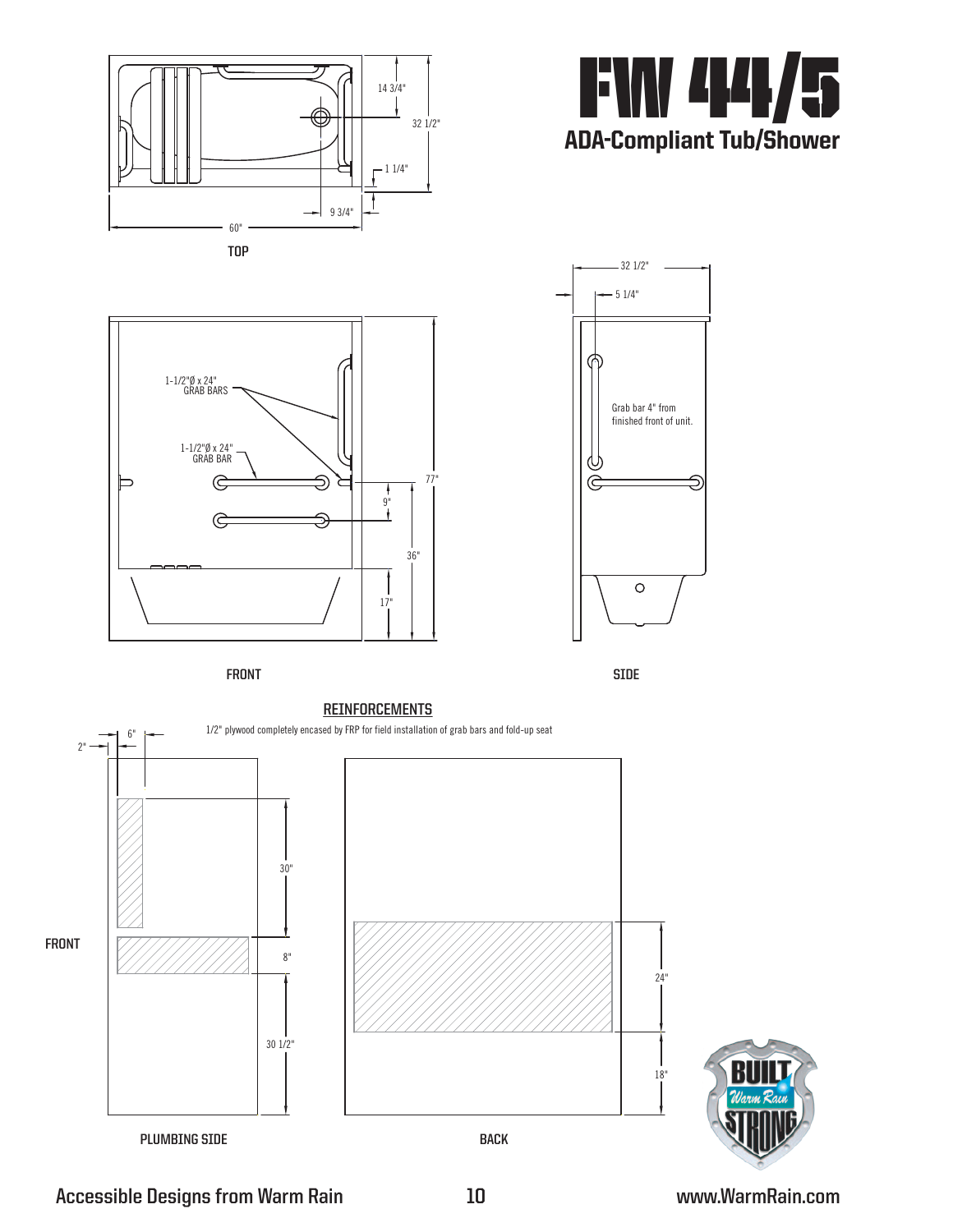# FW 44/5

## ADA-Compliant Tub/Shower

TOP

14 3/4"

32 1/2"

1 1/4"

9 3/4"

60"

FRONT

1-1/2"Ø x 24" GRAB BARS

1-1/2"Ø x 24" GRAB BAR

77"

9"

36"

17"

SIDE

32 1/2"

5 1/4"

Grab bar 4" from finished front of unit.

## REINFORCEMENTS

1/2" plywood completely encased by FRP for field installation of grab bars and fold-up seat

PLUMBING SIDE

FRONT

2"

6"

30"

8"

30 1/2"

BACK

24"

18"

BUILT Warm Rain STRONG